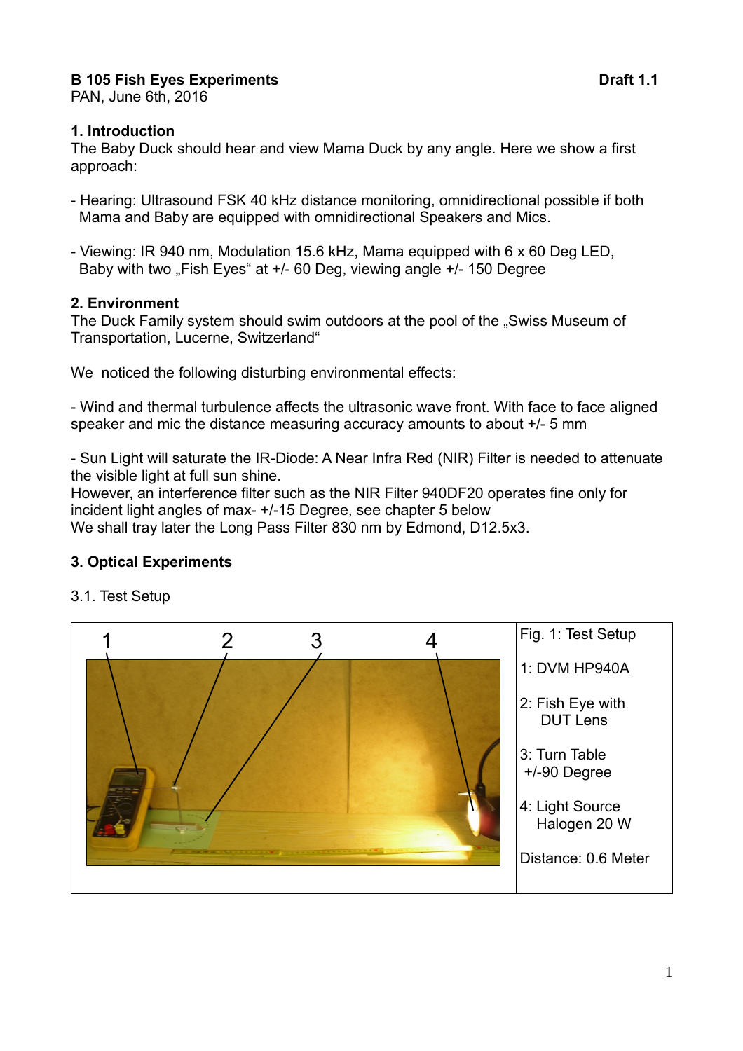**B 105 Fish Eyes Experiments** **Draft 1.1**
PAN, June 6th, 2016

## 1. Introduction

The Baby Duck should hear and view Mama Duck by any angle. Here we show a first approach:

- Hearing: Ultrasound FSK 40 kHz distance monitoring, omnidirectional possible if both Mama and Baby are equipped with omnidirectional Speakers and Mics.

- Viewing: IR 940 nm, Modulation 15.6 kHz, Mama equipped with 6 x 60 Deg LED, Baby with two „Fish Eyes" at +/- 60 Deg, viewing angle +/- 150 Degree

## 2. Environment

The Duck Family system should swim outdoors at the pool of the „Swiss Museum of Transportation, Lucerne, Switzerland"

We noticed the following disturbing environmental effects:

- Wind and thermal turbulence affects the ultrasonic wave front. With face to face aligned speaker and mic the distance measuring accuracy amounts to about +/- 5 mm

- Sun Light will saturate the IR-Diode: A Near Infra Red (NIR) Filter is needed to attenuate the visible light at full sun shine.
However, an interference filter such as the NIR Filter 940DF20 operates fine only for incident light angles of max- +/-15 Degree, see chapter 5 below
We shall tray later the Long Pass Filter 830 nm by Edmond, D12.5x3.

## 3. Optical Experiments

3.1. Test Setup

Fig. 1: Test Setup

1: DVM HP940A

2: Fish Eye with DUT Lens

3: Turn Table +/-90 Degree

4: Light Source Halogen 20 W

Distance: 0.6 Meter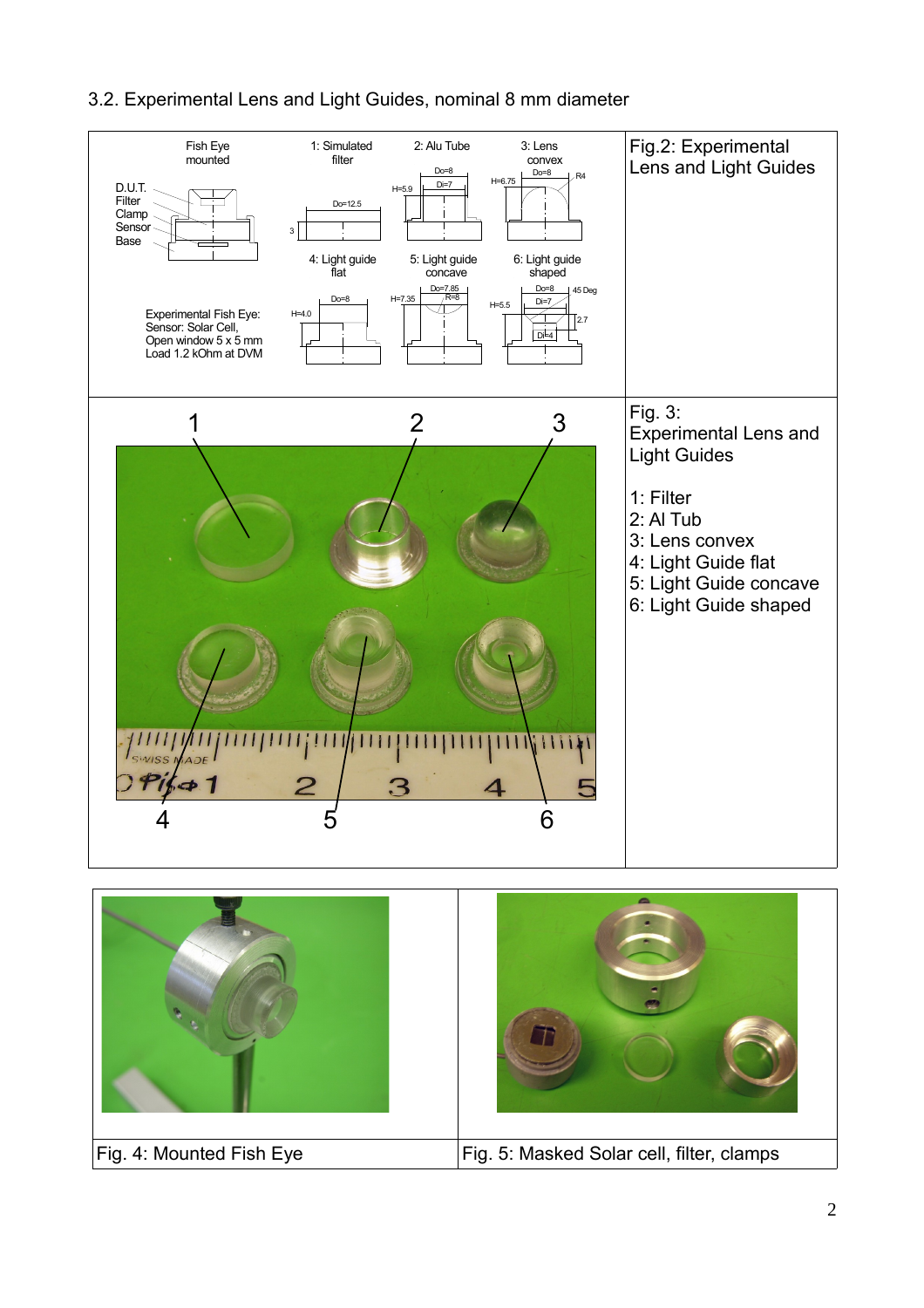## 3.2. Experimental Lens and Light Guides, nominal 8 mm diameter

Fish Eye mounted

D.U.T.
Filter
Clamp
Sensor
Base

Experimental Fish Eye:
Sensor: Solar Cell,
Open window 5 x 5 mm
Load 1.2 kOhm at DVM

1: Simulated filter — Do=12.5, 3

2: Alu Tube — Do=8, Di=7, H=5.9

3: Lens convex — Do=8, R4, H=6.75

4: Light guide flat — Do=8, H=4.0

5: Light guide concave — Do=7.85, R=8, H=7.35

6: Light guide shaped — Do=8, Di=7, 45 Deg, 2.7, Di=4, H=5.5

Fig.2: Experimental Lens and Light Guides

Fig. 3:
Experimental Lens and Light Guides

1: Filter
2: Al Tub
3: Lens convex
4: Light Guide flat
5: Light Guide concave
6: Light Guide shaped

Fig. 4: Mounted Fish Eye

Fig. 5: Masked Solar cell, filter, clamps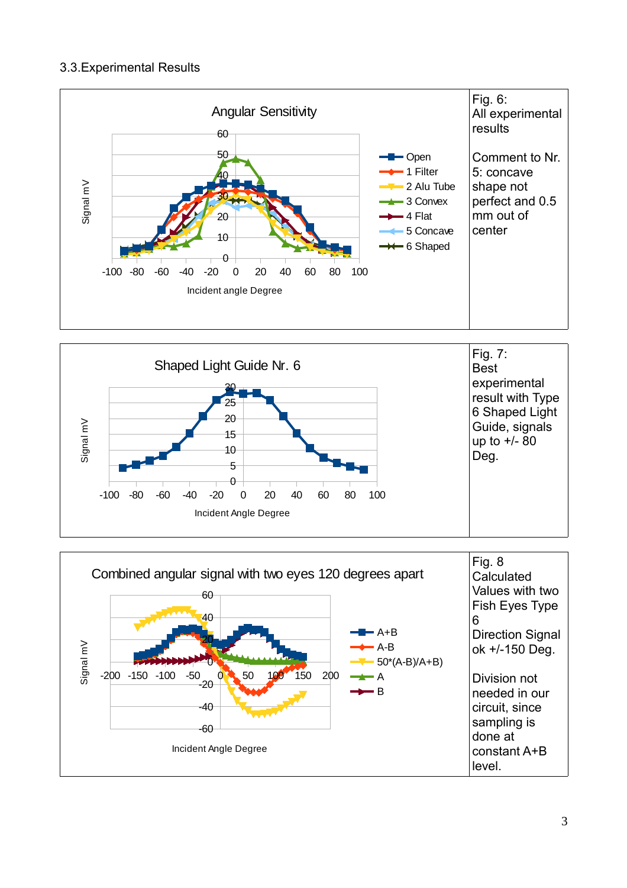## 3.3. Experimental Results

Fig. 6:
All experimental results

Comment to Nr. 5: concave shape not perfect and 0.5 mm out of center

Fig. 7:
Best experimental result with Type 6 Shaped Light Guide, signals up to +/- 80 Deg.

Fig. 8
Calculated Values with two Fish Eyes Type 6
Direction Signal ok +/-150 Deg.

Division not needed in our circuit, since sampling is done at constant A+B level.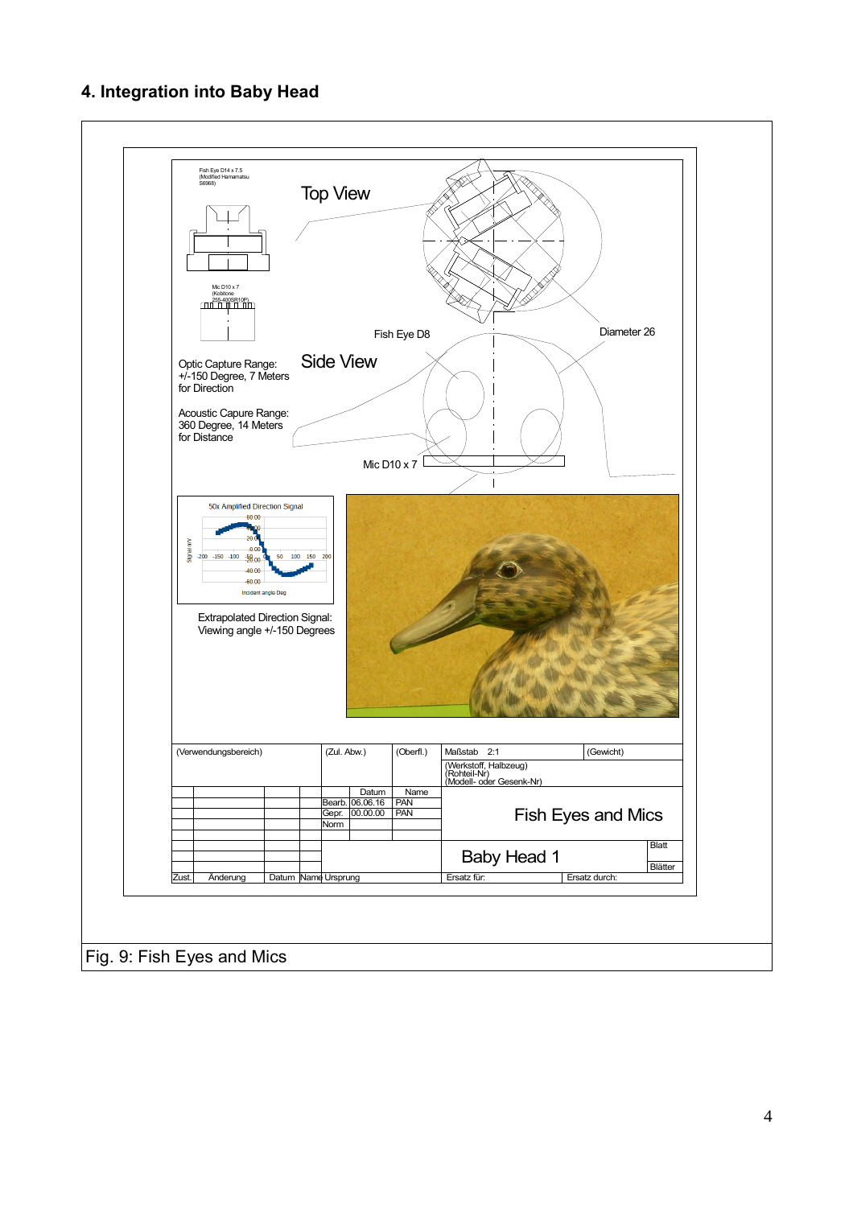## 4. Integration into Baby Head

Fish Eye D14 x 7.5 (Modified Hamamatsu S6968)

Top View

Mic D10 x 7 (Kobitone 255-400SR10P)

Fish Eye D8

Diameter 26

Optic Capture Range: +/-150 Degree, 7 Meters for Direction

Side View

Acoustic Capure Range: 360 Degree, 14 Meters for Distance

Mic D10 x 7

50x Amplified Direction Signal

Extrapolated Direction Signal: Viewing angle +/-150 Degrees

| (Verwendungsbereich) | | | | (Zul. Abw.) | | (Oberfl.) | Maßstab 2:1 | (Gewicht) |
|---|---|---|---|---|---|---|---|---|
| | | | | | | | (Werkstoff, Halbzeug) (Rohteil-Nr) (Modell- oder Gesenk-Nr) | |
| | | | | | Datum | Name | Fish Eyes and Mics | |
| | | | | Bearb. | 06.06.16 | PAN | | |
| | | | | Gepr. | 00.00.00 | PAN | | |
| | | | | Norm | | | | |
| | | | | | | | Baby Head 1 | Blatt |
| | | | | | | | | Blätter |
| Zust. | Änderung | Datum | Name | Ursprung | | | Ersatz für: | Ersatz durch: |

Fig. 9: Fish Eyes and Mics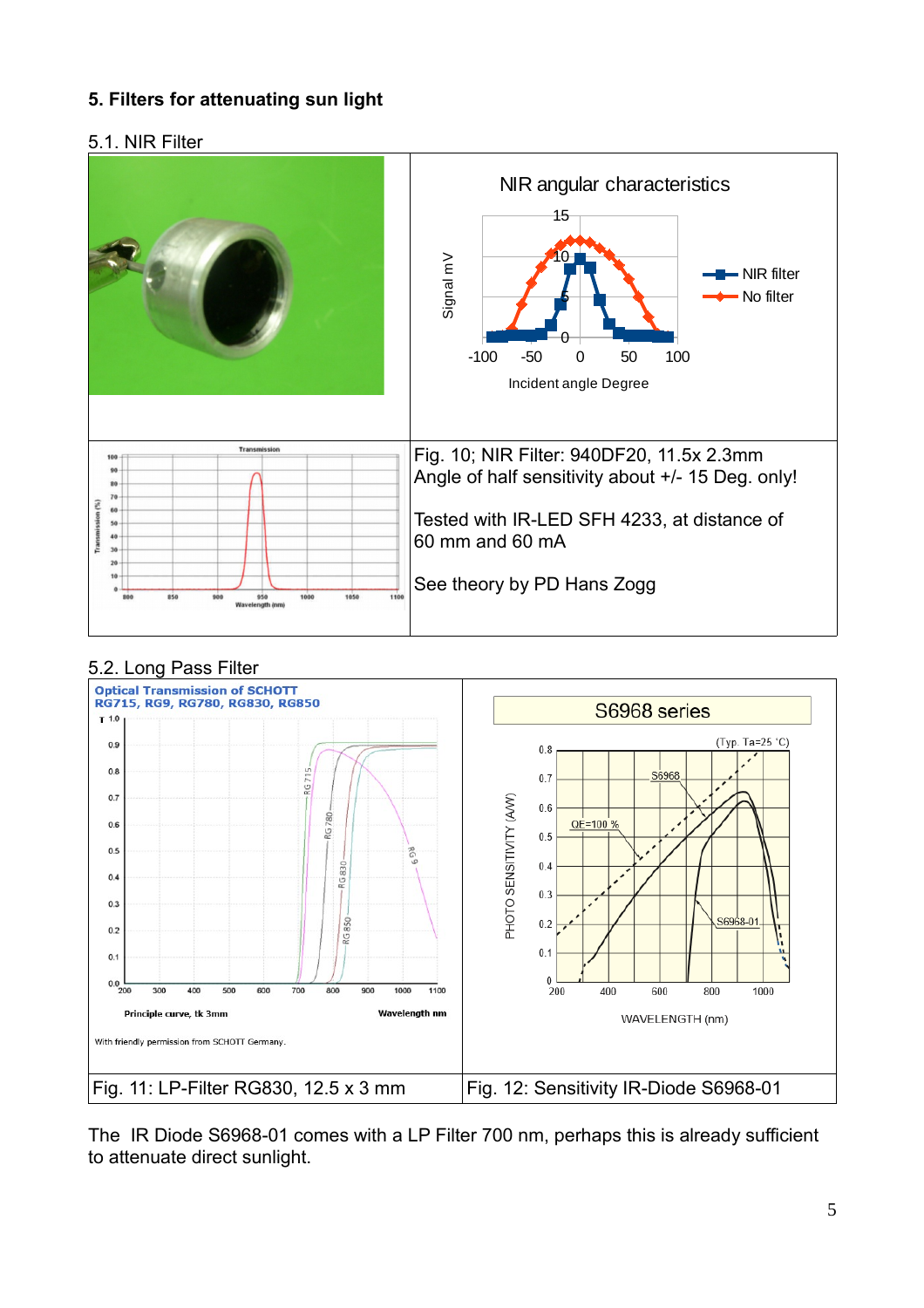## 5. Filters for attenuating sun light

### 5.1. NIR Filter

Fig. 10; NIR Filter: 940DF20, 11.5x 2.3mm
Angle of half sensitivity about +/- 15 Deg. only!

Tested with IR-LED SFH 4233, at distance of 60 mm and 60 mA

See theory by PD Hans Zogg

### 5.2. Long Pass Filter

| Fig. 11: LP-Filter RG830, 12.5 x 3 mm | Fig. 12: Sensitivity IR-Diode S6968-01 |
|---|---|

The IR Diode S6968-01 comes with a LP Filter 700 nm, perhaps this is already sufficient to attenuate direct sunlight.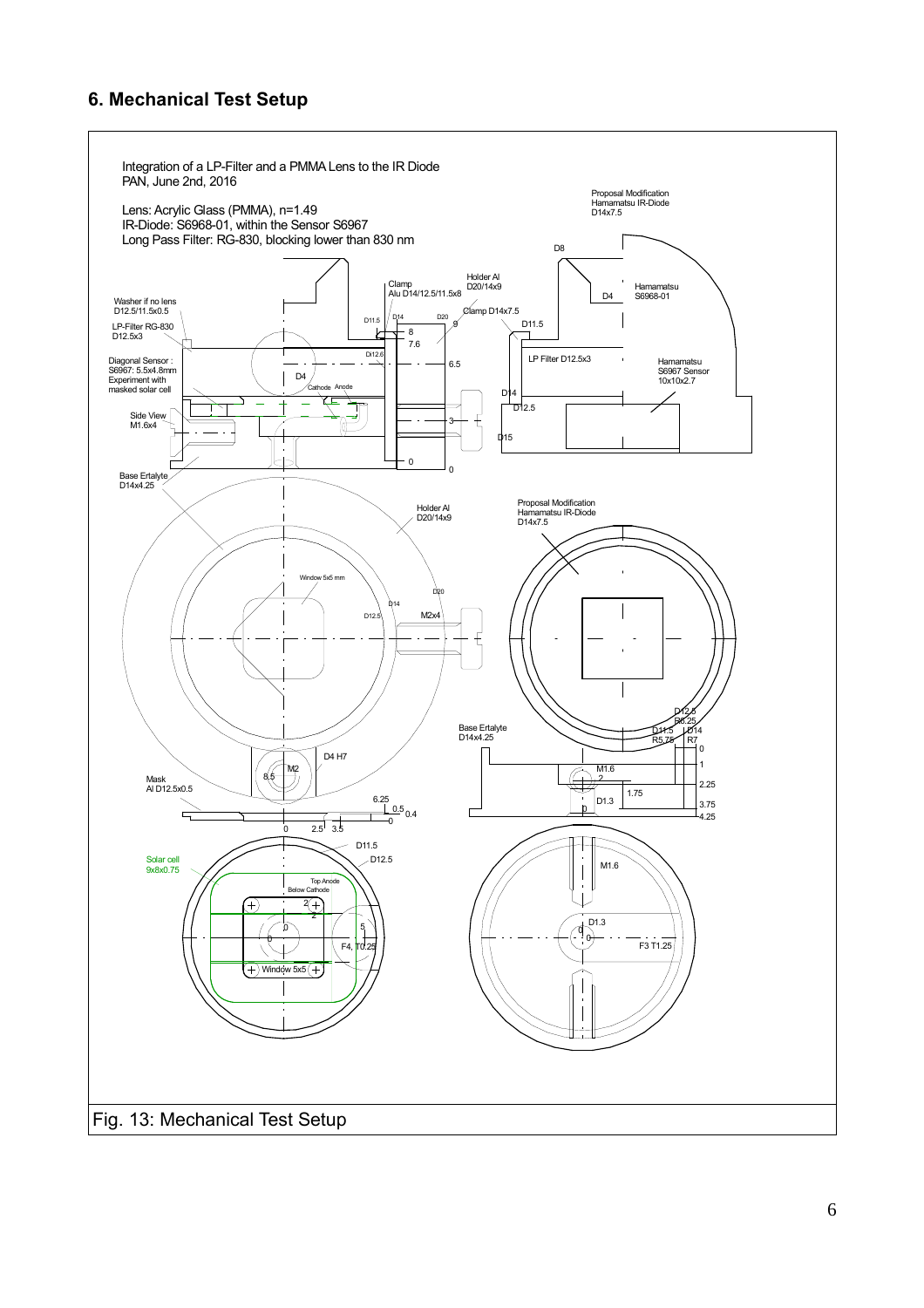## 6. Mechanical Test Setup

Integration of a LP-Filter and a PMMA Lens to the IR Diode
PAN, June 2nd, 2016

Lens: Acrylic Glass (PMMA), n=1.49
IR-Diode: S6968-01, within the Sensor S6967
Long Pass Filter: RG-830, blocking lower than 830 nm

Proposal Modification Hamamatsu IR-Diode D14x7.5

Washer if no lens D12.5/11.5x0.5

LP-Filter RG-830 D12.5x3

Diagonal Sensor : S6967: 5.5x4.8mm Experiment with masked solar cell

Side View M1.6x4

Base Ertalyte D14x4.25

Clamp Alu D14/12.5/11.5x8

Holder Al D20/14x9

Clamp D14x7.5

LP Filter D12.5x3

Hamamatsu S6968-01

Hamamatsu S6967 Sensor 10x10x2.7

Window 5x5 mm

Mask Al D12.5x0.5

Solar cell 9x8x0.75

Top Anode Below Cathode

Fig. 13: Mechanical Test Setup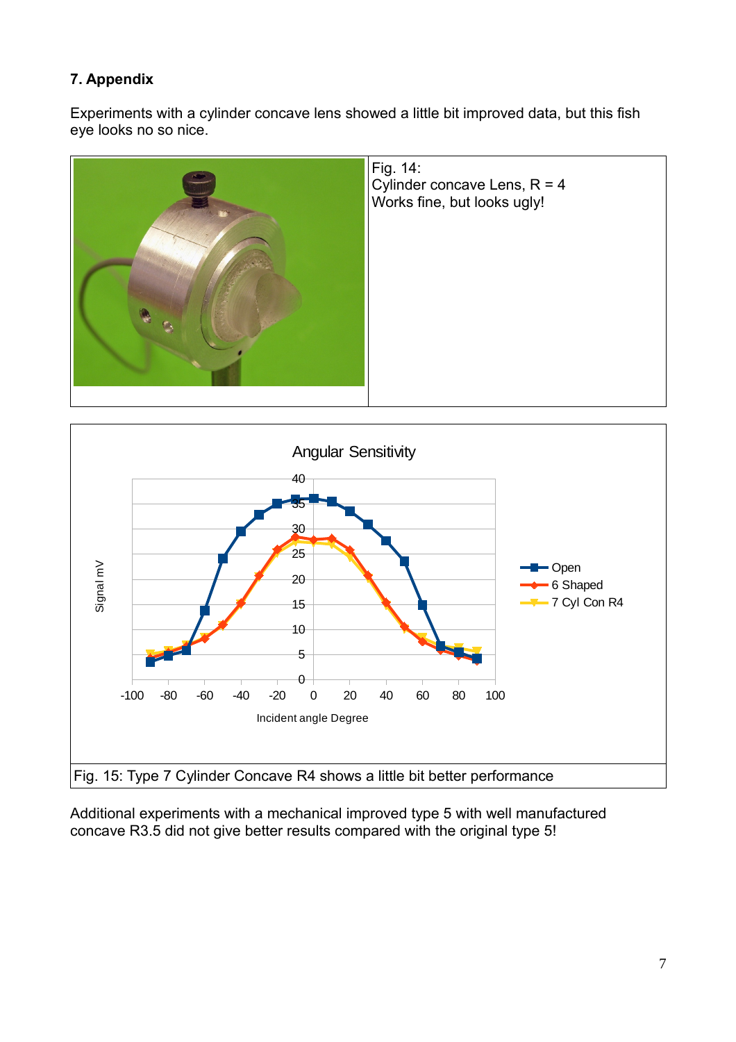### 7. Appendix

Experiments with a cylinder concave lens showed a little bit improved data, but this fish eye looks no so nice.

Fig. 14:
Cylinder concave Lens, R = 4
Works fine, but looks ugly!

Angular Sensitivity

Signal mV

Incident angle Degree

40
35
30
25
20
15
10
5
0

-100 -80 -60 -40 -20 0 20 40 60 80 100

Open
6 Shaped
7 Cyl Con R4

Fig. 15: Type 7 Cylinder Concave R4 shows a little bit better performance

Additional experiments with a mechanical improved type 5 with well manufactured concave R3.5 did not give better results compared with the original type 5!